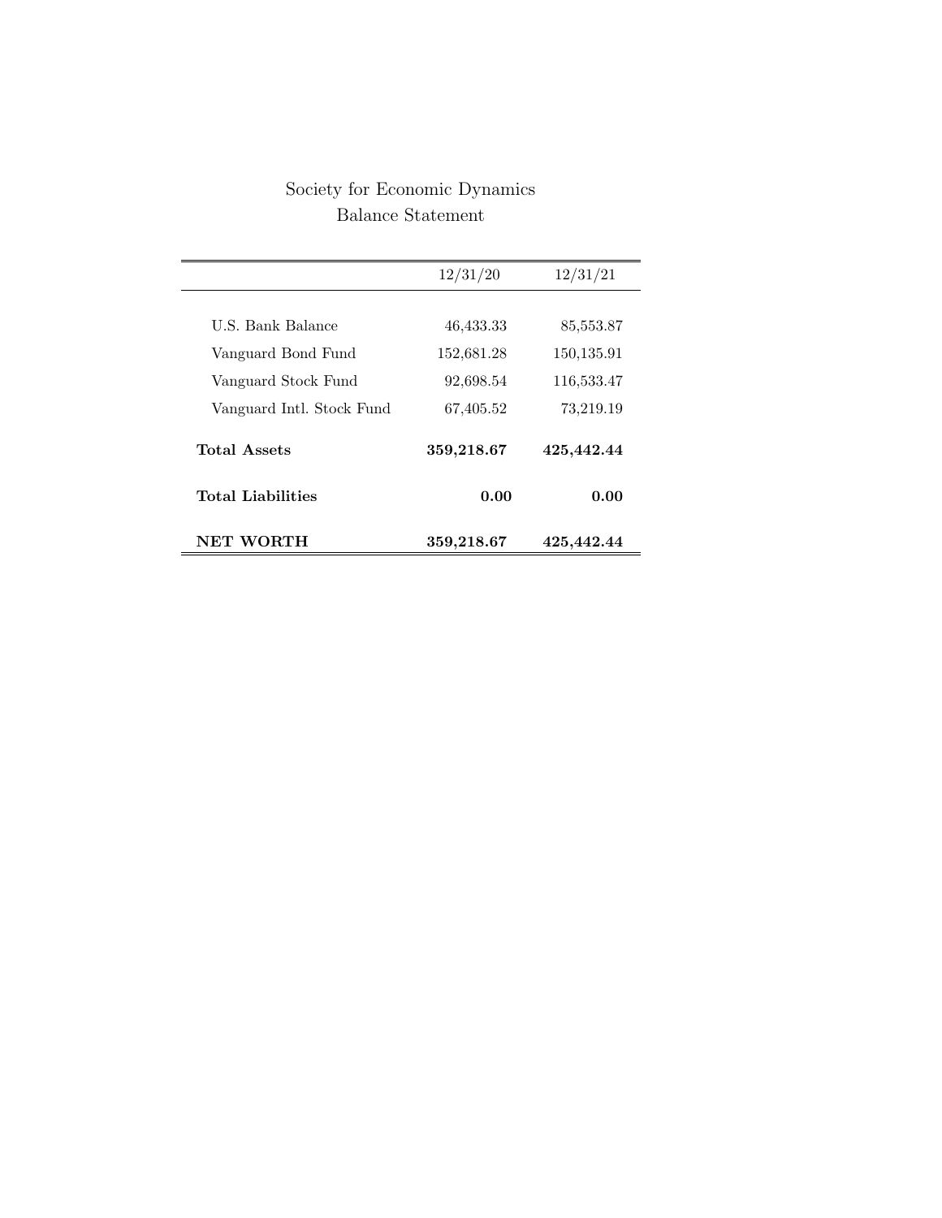# Society for Economic Dynamics

## Balance Statement

| | 12/31/20 | 12/31/21 |
|---|---|---|
| U.S. Bank Balance | 46,433.33 | 85,553.87 |
| Vanguard Bond Fund | 152,681.28 | 150,135.91 |
| Vanguard Stock Fund | 92,698.54 | 116,533.47 |
| Vanguard Intl. Stock Fund | 67,405.52 | 73,219.19 |
| **Total Assets** | **359,218.67** | **425,442.44** |
| **Total Liabilities** | **0.00** | **0.00** |
| **NET WORTH** | **359,218.67** | **425,442.44** |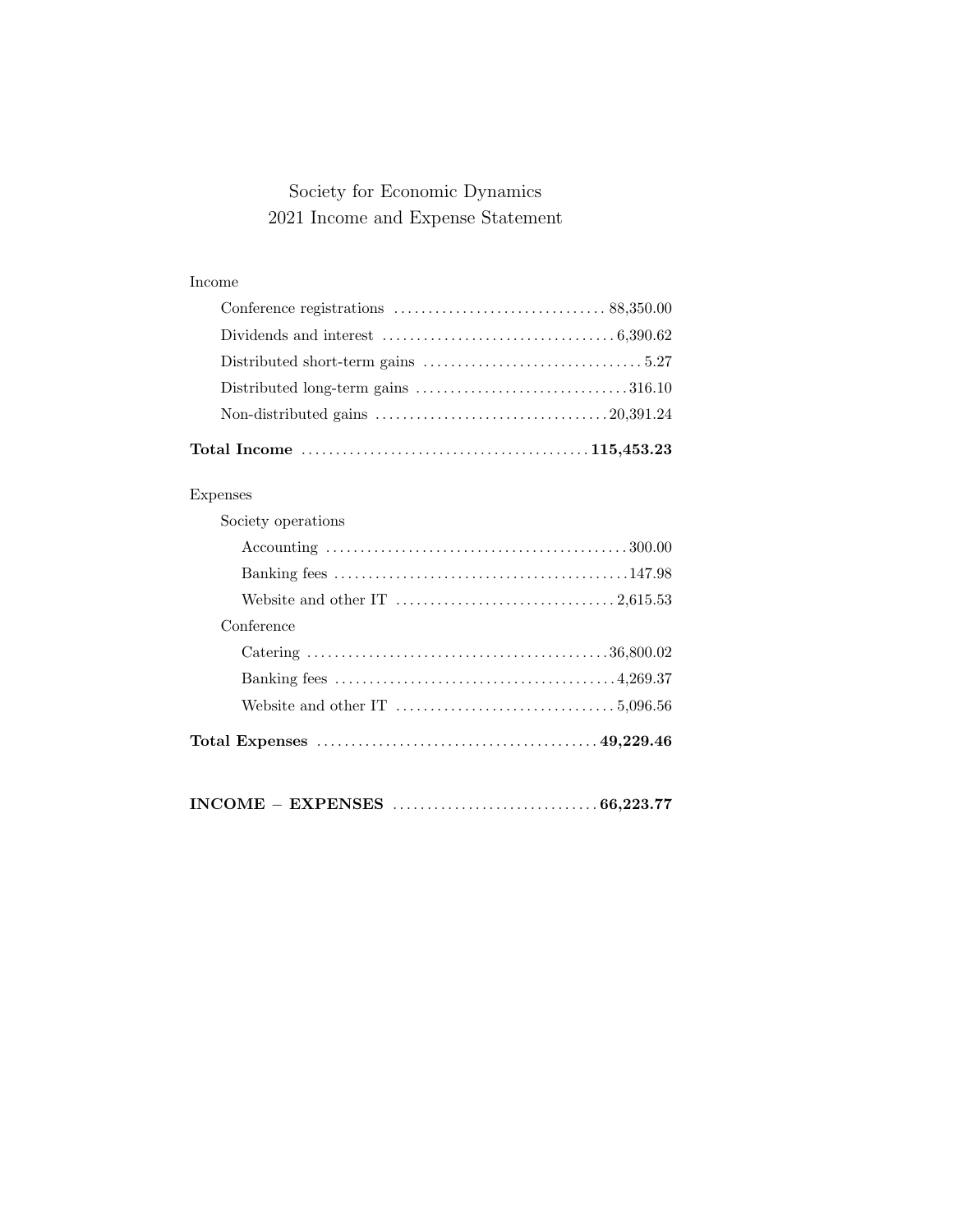Society for Economic Dynamics
2021 Income and Expense Statement

| | |
|---|---|
| Income | |
| Conference registrations | 88,350.00 |
| Dividends and interest | 6,390.62 |
| Distributed short-term gains | 5.27 |
| Distributed long-term gains | 316.10 |
| Non-distributed gains | 20,391.24 |
| **Total Income** | **115,453.23** |
| Expenses | |
| Society operations | |
| Accounting | 300.00 |
| Banking fees | 147.98 |
| Website and other IT | 2,615.53 |
| Conference | |
| Catering | 36,800.02 |
| Banking fees | 4,269.37 |
| Website and other IT | 5,096.56 |
| **Total Expenses** | **49,229.46** |
| **INCOME – EXPENSES** | **66,223.77** |